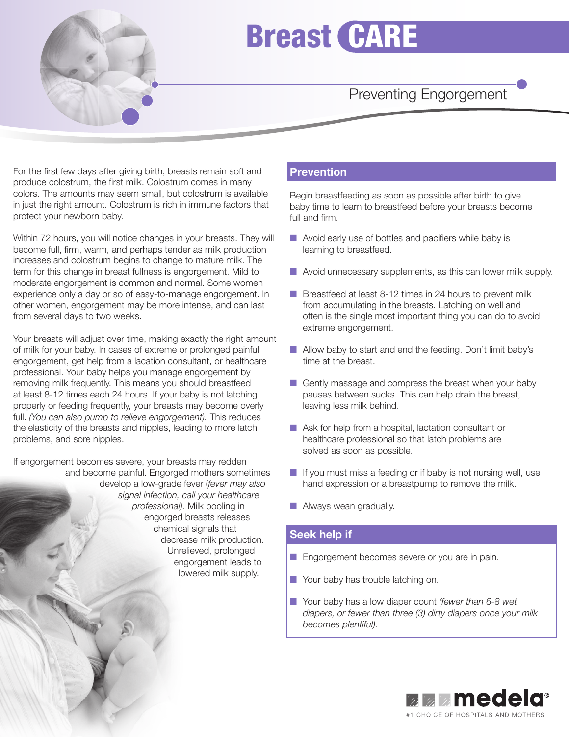# Breast CARE

## Preventing Engorgement

For the first few days after giving birth, breasts remain soft and produce colostrum, the first milk. Colostrum comes in many colors. The amounts may seem small, but colostrum is available in just the right amount. Colostrum is rich in immune factors that protect your newborn baby.

Within 72 hours, you will notice changes in your breasts. They will become full, firm, warm, and perhaps tender as milk production increases and colostrum begins to change to mature milk. The term for this change in breast fullness is engorgement. Mild to moderate engorgement is common and normal. Some women experience only a day or so of easy-to-manage engorgement. In other women, engorgement may be more intense, and can last from several days to two weeks.

Your breasts will adjust over time, making exactly the right amount of milk for your baby. In cases of extreme or prolonged painful engorgement, get help from a lacation consultant, or healthcare professional. Your baby helps you manage engorgement by removing milk frequently. This means you should breastfeed at least 8-12 times each 24 hours. If your baby is not latching properly or feeding frequently, your breasts may become overly full. *(You can also pump to relieve engorgement).* This reduces the elasticity of the breasts and nipples, leading to more latch problems, and sore nipples.

If engorgement becomes severe, your breasts may redden and become painful. Engorged mothers sometimes develop a low-grade fever (*fever may also signal infection, call your healthcare professional).* Milk pooling in engorged breasts releases chemical signals that decrease milk production. Unrelieved, prolonged engorgement leads to lowered milk supply.

## Prevention

Begin breastfeeding as soon as possible after birth to give baby time to learn to breastfeed before your breasts become full and firm.

- Avoid early use of bottles and pacifiers while baby is learning to breastfeed.
- Avoid unnecessary supplements, as this can lower milk supply.
- Breastfeed at least 8-12 times in 24 hours to prevent milk from accumulating in the breasts. Latching on well and often is the single most important thing you can do to avoid extreme engorgement.
- Allow baby to start and end the feeding. Don't limit baby's time at the breast.
- Gently massage and compress the breast when your baby pauses between sucks. This can help drain the breast, leaving less milk behind.
- Ask for help from a hospital, lactation consultant or healthcare professional so that latch problems are solved as soon as possible.
- If you must miss a feeding or if baby is not nursing well, use hand expression or a breastpump to remove the milk.
- Always wean gradually.

## Seek help if

- Engorgement becomes severe or you are in pain.
- Your baby has trouble latching on.
- Your baby has a low diaper count *(fewer than 6-8 wet diapers, or fewer than three (3) dirty diapers once your milk becomes plentiful).*

medela®

#1 CHOICE OF HOSPITALS AND MOTHERS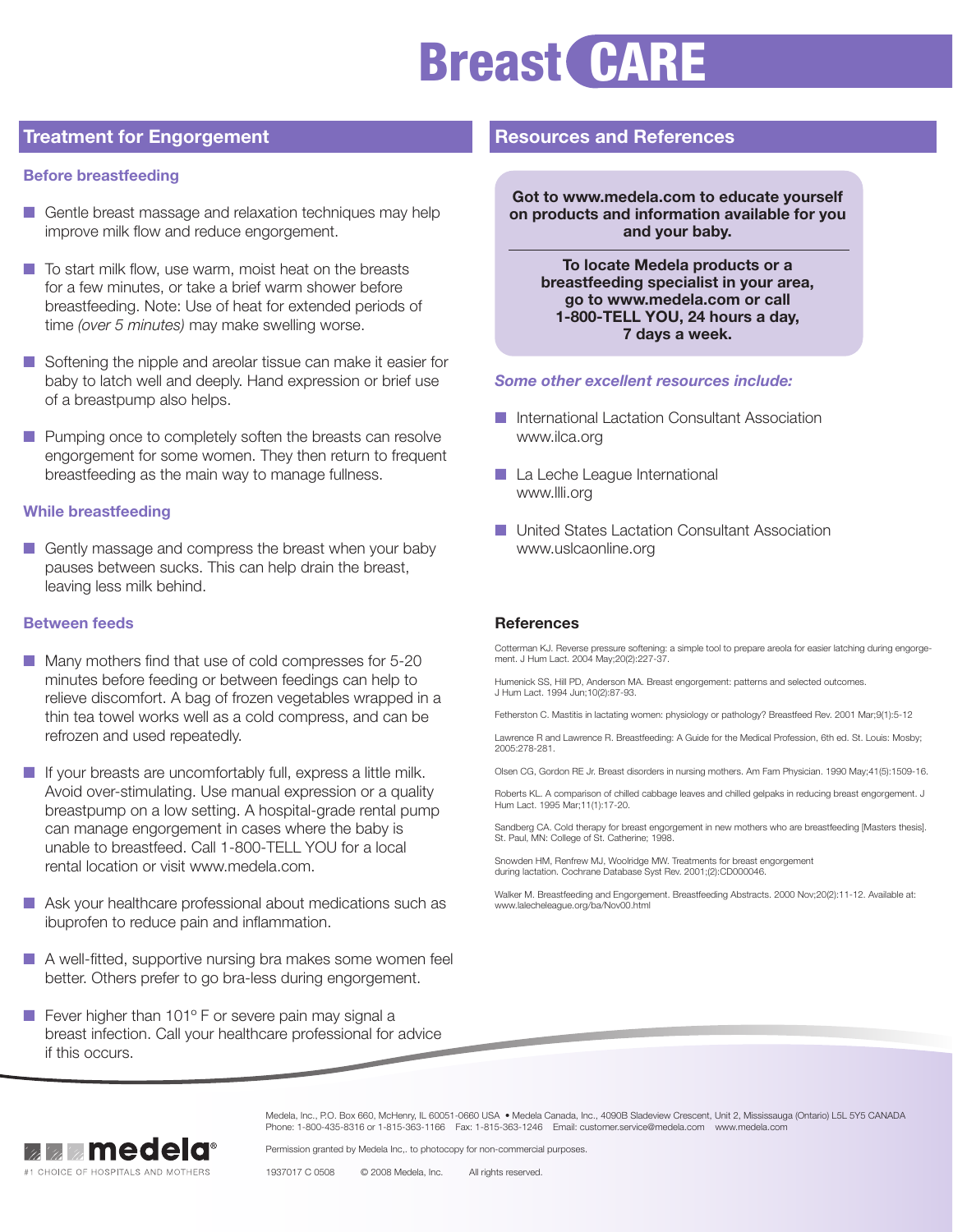# Breast CARE

## Treatment for Engorgement

### Before breastfeeding

- Gentle breast massage and relaxation techniques may help improve milk flow and reduce engorgement.
- To start milk flow, use warm, moist heat on the breasts for a few minutes, or take a brief warm shower before breastfeeding. Note: Use of heat for extended periods of time *(over 5 minutes)* may make swelling worse.
- Softening the nipple and areolar tissue can make it easier for baby to latch well and deeply. Hand expression or brief use of a breastpump also helps.
- Pumping once to completely soften the breasts can resolve engorgement for some women. They then return to frequent breastfeeding as the main way to manage fullness.

### While breastfeeding

- Gently massage and compress the breast when your baby pauses between sucks. This can help drain the breast, leaving less milk behind.

### Between feeds

- Many mothers find that use of cold compresses for 5-20 minutes before feeding or between feedings can help to relieve discomfort. A bag of frozen vegetables wrapped in a thin tea towel works well as a cold compress, and can be refrozen and used repeatedly.
- If your breasts are uncomfortably full, express a little milk. Avoid over-stimulating. Use manual expression or a quality breastpump on a low setting. A hospital-grade rental pump can manage engorgement in cases where the baby is unable to breastfeed. Call 1-800-TELL YOU for a local rental location or visit www.medela.com.
- Ask your healthcare professional about medications such as ibuprofen to reduce pain and inflammation.
- A well-fitted, supportive nursing bra makes some women feel better. Others prefer to go bra-less during engorgement.
- Fever higher than 101° F or severe pain may signal a breast infection. Call your healthcare professional for advice if this occurs.

## Resources and References

**Got to www.medela.com to educate yourself on products and information available for you and your baby.**

**To locate Medela products or a breastfeeding specialist in your area, go to www.medela.com or call 1-800-TELL YOU, 24 hours a day, 7 days a week.**

***Some other excellent resources include:***

- International Lactation Consultant Association  
  www.ilca.org
- La Leche League International  
  www.llli.org
- United States Lactation Consultant Association  
  www.uslcaonline.org

### References

Cotterman KJ. Reverse pressure softening: a simple tool to prepare areola for easier latching during engorgement. J Hum Lact. 2004 May;20(2):227-37.

Humenick SS, Hill PD, Anderson MA. Breast engorgement: patterns and selected outcomes. J Hum Lact. 1994 Jun;10(2):87-93.

Fetherston C. Mastitis in lactating women: physiology or pathology? Breastfeed Rev. 2001 Mar;9(1):5-12

Lawrence R and Lawrence R. Breastfeeding: A Guide for the Medical Profession, 6th ed. St. Louis: Mosby; 2005:278-281.

Olsen CG, Gordon RE Jr. Breast disorders in nursing mothers. Am Fam Physician. 1990 May;41(5):1509-16.

Roberts KL. A comparison of chilled cabbage leaves and chilled gelpaks in reducing breast engorgement. J Hum Lact. 1995 Mar;11(1):17-20.

Sandberg CA. Cold therapy for breast engorgement in new mothers who are breastfeeding [Masters thesis]. St. Paul, MN: College of St. Catherine; 1998.

Snowden HM, Renfrew MJ, Woolridge MW. Treatments for breast engorgement during lactation. Cochrane Database Syst Rev. 2001;(2):CD000046.

Walker M. Breastfeeding and Engorgement. Breastfeeding Abstracts. 2000 Nov;20(2):11-12. Available at: www.lalecheleague.org/ba/Nov00.html

medela® #1 CHOICE OF HOSPITALS AND MOTHERS

Medela, Inc., P.O. Box 660, McHenry, IL 60051-0660 USA • Medela Canada, Inc., 4090B Sladeview Crescent, Unit 2, Mississauga (Ontario) L5L 5Y5 CANADA  
Phone: 1-800-435-8316 or 1-815-363-1166 Fax: 1-815-363-1246 Email: customer.service@medela.com www.medela.com

Permission granted by Medela Inc,. to photocopy for non-commercial purposes.

1937017 C 0508 © 2008 Medela, Inc. All rights reserved.